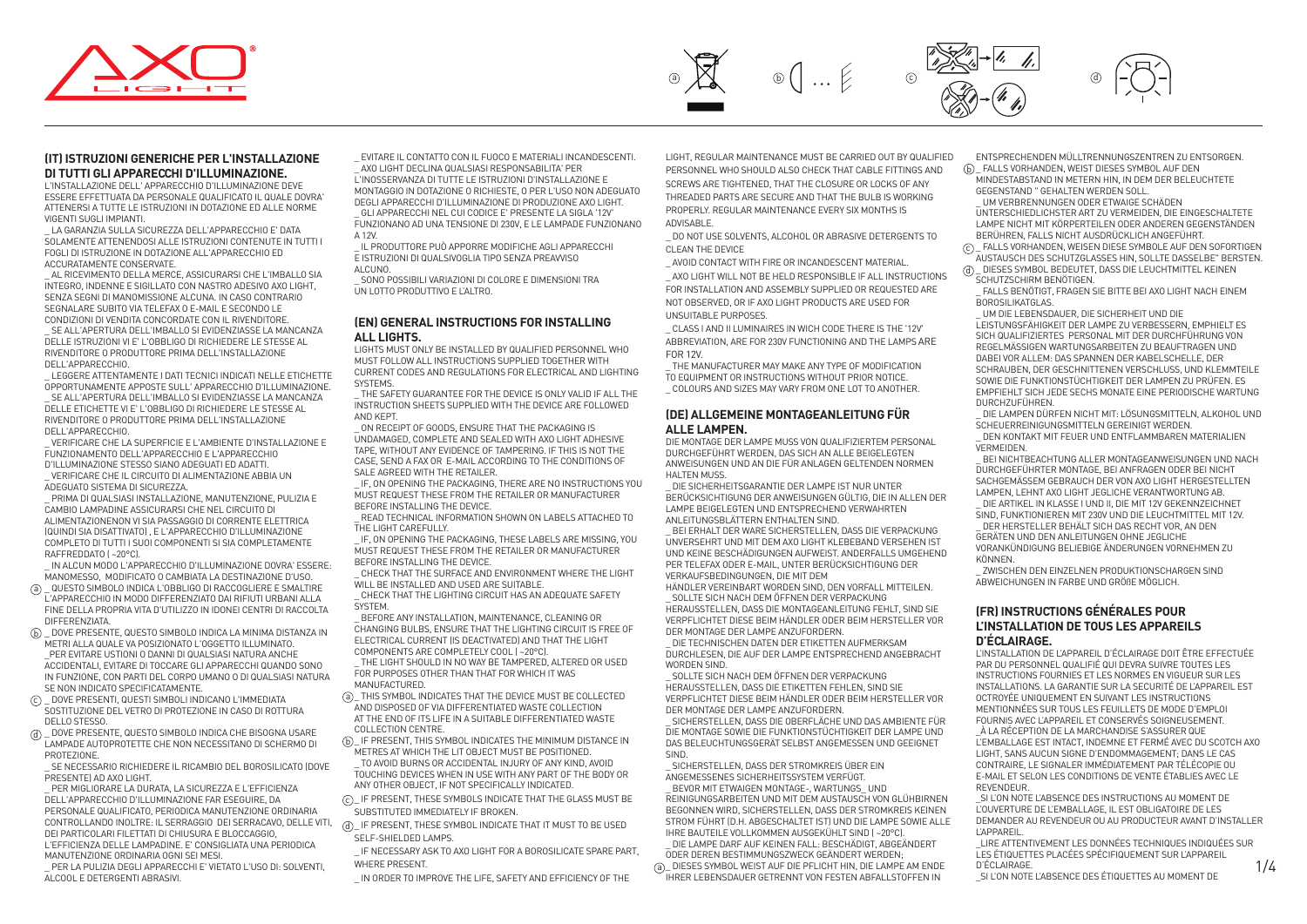## (IT) ISTRUZIONI GENERICHE PER L'INSTALLAZIONE DI TUTTI GLI APPARECCHI D'ILLUMINAZIONE.

L'INSTALLAZIONE DELL' APPARECCHIO D'ILLUMINAZIONE DEVE ESSERE EFFETTUATA DA PERSONALE QUALIFICATO IL QUALE DOVRA' ATTENERSI A TUTTE LE ISTRUZIONI IN DOTAZIONE ED ALLE NORME VIGENTI SUGLI IMPIANTI.

_ LA GARANZIA SULLA SICUREZZA DELL'APPARECCHIO E' DATA SOLAMENTE ATTENENDOSI ALLE ISTRUZIONI CONTENUTE IN TUTTI I FOGLI DI ISTRUZIONE IN DOTAZIONE ALL'APPARECCHIO ED ACCURATAMENTE CONSERVATE.

_ AL RICEVIMENTO DELLA MERCE, ASSICURARSI CHE L'IMBALLO SIA INTEGRO, INDENNE E SIGILLATO CON NASTRO ADESIVO AXO LIGHT, SENZA SEGNI DI MANOMISSIONE ALCUNA. IN CASO CONTRARIO SEGNALARE SUBITO VIA TELEFAX O E-MAIL E SECONDO LE CONDIZIONI DI VENDITA CONCORDATE CON IL RIVENDITORE.

_ SE ALL'APERTURA DELL'IMBALLO SI EVIDENZIASSE LA MANCANZA DELLE ISTRUZIONI VI E' L'OBBLIGO DI RICHIEDERE LE STESSE AL RIVENDITORE O PRODUTTORE PRIMA DELL'INSTALLAZIONE DELL'APPARECCHIO.

_ LEGGERE ATTENTAMENTE I DATI TECNICI INDICATI NELLE ETICHETTE OPPORTUNAMENTE APPOSTE SULL' APPARECCHIO D'ILLUMINAZIONE.

_ SE ALL'APERTURA DELL'IMBALLO SI EVIDENZIASSE LA MANCANZA DELLE ETICHETTE VI E' L'OBBLIGO DI RICHIEDERE LE STESSE AL RIVENDITORE O PRODUTTORE PRIMA DELL'INSTALLAZIONE DELL'APPARECCHIO.

_ VERIFICARE CHE LA SUPERFICIE E L'AMBIENTE D'INSTALLAZIONE E FUNZIONAMENTO DELL'APPARECCHIO E L'APPARECCHIO D'ILLUMINAZIONE STESSO SIANO ADEGUATI ED ADATTI.

_ VERIFICARE CHE IL CIRCUITO DI ALIMENTAZIONE ABBIA UN ADEGUATO SISTEMA DI SICUREZZA.

_ PRIMA DI QUALSIASI INSTALLAZIONE, MANUTENZIONE, PULIZIA E CAMBIO LAMPADINE ASSICURARSI CHE NEL CIRCUITO DI ALIMENTAZIONENON VI SIA PASSAGGIO DI CORRENTE ELETTRICA (QUINDI SIA DISATTIVATO) , E L'APPARECCHIO D'ILLUMINAZIONE COMPLETO DI TUTTI I SUOI COMPONENTI SI SIA COMPLETAMENTE RAFFREDDATO ( ~20°C).

_ IN ALCUN MODO L'APPARECCHIO D'ILLUMINAZIONE DOVRA' ESSERE: MANOMESSO, MODIFICATO O CAMBIATA LA DESTINAZIONE D'USO.

(a) _ QUESTO SIMBOLO INDICA L'OBBLIGO DI RACCOGLIERE E SMALTIRE L'APPARECCHIO IN MODO DIFFERENZIATO DAI RIFIUTI URBANI ALLA FINE DELLA PROPRIA VITA D'UTILIZZO IN IDONEI CENTRI DI RACCOLTA DIFFERENZIATA.

(b) _ DOVE PRESENTE, QUESTO SIMBOLO INDICA LA MINIMA DISTANZA IN METRI ALLA QUALE VA POSIZIONATO L'OGGETTO ILLUMINATO.
_PER EVITARE USTIONI O DANNI DI QUALSIASI NATURA ANCHE ACCIDENTALI, EVITARE DI TOCCARE GLI APPARECCHI QUANDO SONO IN FUNZIONE, CON PARTI DEL CORPO UMANO O DI QUALSIASI NATURA SE NON INDICATO SPECIFICATAMENTE.

(c) _ DOVE PRESENTI, QUESTI SIMBOLI INDICANO L'IMMEDIATA SOSTITUZIONE DEL VETRO DI PROTEZIONE IN CASO DI ROTTURA DELLO STESSO.

(d) _ DOVE PRESENTE, QUESTO SIMBOLO INDICA CHE BISOGNA USARE LAMPADE AUTOPROTETTE CHE NON NECESSITANO DI SCHERMO DI PROTEZIONE.

_ SE NECESSARIO RICHIEDERE IL RICAMBIO DEL BOROSILICATO (DOVE PRESENTE) AD AXO LIGHT.

_ PER MIGLIORARE LA DURATA, LA SICUREZZA E L'EFFICIENZA DELL'APPARECCHIO D'ILLUMINAZIONE FAR ESEGUIRE, DA PERSONALE QUALIFICATO, PERIODICA MANUTENZIONE ORDINARIA CONTROLLANDO INOLTRE: IL SERRAGGIO DEI SERRACAVO, DELLE VITI, DEI PARTICOLARI FILETTATI DI CHIUSURA E BLOCCAGGIO, L'EFFICIENZA DELLE LAMPADINE. E' CONSIGLIATA UNA PERIODICA MANUTENZIONE ORDINARIA OGNI SEI MESI.

_ PER LA PULIZIA DEGLI APPARECCHI E' VIETATO L'USO DI: SOLVENTI, ALCOOL E DETERGENTI ABRASIVI.

_ EVITARE IL CONTATTO CON IL FUOCO E MATERIALI INCANDESCENTI.

_ AXO LIGHT DECLINA QUALSIASI RESPONSABILITA' PER L'INOSSERVANZA DI TUTTE LE ISTRUZIONI D'INSTALLAZIONE E MONTAGGIO IN DOTAZIONE O RICHIESTE, O PER L'USO NON ADEGUATO DEGLI APPARECCHI D'ILLUMINAZIONE DI PRODUZIONE AXO LIGHT.

_ GLI APPARECCHI NEL CUI CODICE E' PRESENTE LA SIGLA '12V' FUNZIONANO AD UNA TENSIONE DI 230V, E LE LAMPADE FUNZIONANO A 12V.

_ IL PRODUTTORE PUÒ APPORRE MODIFICHE AGLI APPARECCHI E ISTRUZIONI DI QUALSIVOGLIA TIPO SENZA PREAVVISO ALCUNO.

_ SONO POSSIBILI VARIAZIONI DI COLORE E DIMENSIONI TRA UN LOTTO PRODUTTIVO E L'ALTRO.

## (EN) GENERAL INSTRUCTIONS FOR INSTALLING ALL LIGHTS.

LIGHTS MUST ONLY BE INSTALLED BY QUALIFIED PERSONNEL WHO MUST FOLLOW ALL INSTRUCTIONS SUPPLIED TOGETHER WITH CURRENT CODES AND REGULATIONS FOR ELECTRICAL AND LIGHTING SYSTEMS.

_ THE SAFETY GUARANTEE FOR THE DEVICE IS ONLY VALID IF ALL THE INSTRUCTION SHEETS SUPPLIED WITH THE DEVICE ARE FOLLOWED AND KEPT.

_ ON RECEIPT OF GOODS, ENSURE THAT THE PACKAGING IS UNDAMAGED, COMPLETE AND SEALED WITH AXO LIGHT ADHESIVE TAPE, WITHOUT ANY EVIDENCE OF TAMPERING. IF THIS IS NOT THE CASE, SEND A FAX OR E-MAIL ACCORDING TO THE CONDITIONS OF SALE AGREED WITH THE RETAILER.

_ IF, ON OPENING THE PACKAGING, THERE ARE NO INSTRUCTIONS YOU MUST REQUEST THESE FROM THE RETAILER OR MANUFACTURER BEFORE INSTALLING THE DEVICE.

_ READ TECHNICAL INFORMATION SHOWN ON LABELS ATTACHED TO THE LIGHT CAREFULLY.

_ IF, ON OPENING THE PACKAGING, THESE LABELS ARE MISSING, YOU MUST REQUEST THESE FROM THE RETAILER OR MANUFACTURER BEFORE INSTALLING THE DEVICE.

_ CHECK THAT THE SURFACE AND ENVIRONMENT WHERE THE LIGHT WILL BE INSTALLED AND USED ARE SUITABLE.

_ CHECK THAT THE LIGHTING CIRCUIT HAS AN ADEQUATE SAFETY SYSTEM.

_ BEFORE ANY INSTALLATION, MAINTENANCE, CLEANING OR CHANGING BULBS, ENSURE THAT THE LIGHTING CIRCUIT IS FREE OF ELECTRICAL CURRENT (IS DEACTIVATED) AND THAT THE LIGHT COMPONENTS ARE COMPLETELY COOL ( ~20°C).

_ THE LIGHT SHOULD IN NO WAY BE TAMPERED, ALTERED OR USED FOR PURPOSES OTHER THAN THAT FOR WHICH IT WAS MANUFACTURED.

(a) _ THIS SYMBOL INDICATES THAT THE DEVICE MUST BE COLLECTED AND DISPOSED OF VIA DIFFERENTIATED WASTE COLLECTION AT THE END OF ITS LIFE IN A SUITABLE DIFFERENTIATED WASTE COLLECTION CENTRE.

(b) _ IF PRESENT, THIS SYMBOL INDICATES THE MINIMUM DISTANCE IN METRES AT WHICH THE LIT OBJECT MUST BE POSITIONED.
_ TO AVOID BURNS OR ACCIDENTAL INJURY OF ANY KIND, AVOID TOUCHING DEVICES WHEN IN USE WITH ANY PART OF THE BODY OR ANY OTHER OBJECT, IF NOT SPECIFICALLY INDICATED.

(c) _ IF PRESENT, THESE SYMBOLS INDICATE THAT THE GLASS MUST BE SUBSTITUTED IMMEDIATELY IF BROKEN.

(d) _ IF PRESENT, THESE SYMBOL INDICATE THAT IT MUST TO BE USED SELF-SHIELDED LAMPS.

_ IF NECESSARY ASK TO AXO LIGHT FOR A BOROSILICATE SPARE PART, WHERE PRESENT.

_ IN ORDER TO IMPROVE THE LIFE, SAFETY AND EFFICIENCY OF THE LIGHT, REGULAR MAINTENANCE MUST BE CARRIED OUT BY QUALIFIED PERSONNEL WHO SHOULD ALSO CHECK THAT CABLE FITTINGS AND SCREWS ARE TIGHTENED, THAT THE CLOSURE OR LOCKS OF ANY THREADED PARTS ARE SECURE AND THAT THE BULB IS WORKING PROPERLY. REGULAR MAINTENANCE EVERY SIX MONTHS IS ADVISABLE.

_ DO NOT USE SOLVENTS, ALCOHOL OR ABRASIVE DETERGENTS TO CLEAN THE DEVICE

_ AVOID CONTACT WITH FIRE OR INCANDESCENT MATERIAL.

_ AXO LIGHT WILL NOT BE HELD RESPONSIBLE IF ALL INSTRUCTIONS FOR INSTALLATION AND ASSEMBLY SUPPLIED OR REQUESTED ARE NOT OBSERVED, OR IF AXO LIGHT PRODUCTS ARE USED FOR UNSUITABLE PURPOSES.

_ CLASS I AND II LUMINAIRES IN WICH CODE THERE IS THE '12V' ABBREVIATION, ARE FOR 230V FUNCTIONING AND THE LAMPS ARE FOR 12V.

_ THE MANUFACTURER MAY MAKE ANY TYPE OF MODIFICATION TO EQUIPMENT OR INSTRUCTIONS WITHOUT PRIOR NOTICE.

_ COLOURS AND SIZES MAY VARY FROM ONE LOT TO ANOTHER.

## (DE) ALLGEMEINE MONTAGEANLEITUNG FÜR ALLE LAMPEN.

DIE MONTAGE DER LAMPE MUSS VON QUALIFIZIERTEM PERSONAL DURCHGEFÜHRT WERDEN, DAS SICH AN ALLE BEIGELEGTEN ANWEISUNGEN UND AN DIE FÜR ANLAGEN GELTENDEN NORMEN HALTEN MUSS.

_ DIE SICHERHEITSGARANTIE DER LAMPE IST NUR UNTER BERÜCKSICHTIGUNG DER ANWEISUNGEN GÜLTIG, DIE IN ALLEN DER LAMPE BEIGELEGTEN UND ENTSPRECHEND VERWAHRTEN ANLEITUNGSBLÄTTERN ENTHALTEN SIND.

_ BEI ERHALT DER WARE SICHERSTELLEN, DASS DIE VERPACKUNG UNVERSEHRT UND MIT DEM AXO LIGHT KLEBEBAND VERSEHEN IST UND KEINE BESCHÄDIGUNGEN AUFWEIST. ANDERFALLS UMGEHEND PER TELEFAX ODER E-MAIL, UNTER BERÜCKSICHTIGUNG DER VERKAUFSBEDINGUNGEN, DIE MIT DEM HÄNDLER VEREINBART WORDEN SIND, DEN VORFALL MITTEILEN.

_ SOLLTE SICH NACH DEM ÖFFNEN DER VERPACKUNG HERAUSSTELLEN, DASS DIE MONTAGEANLEITUNG FEHLT, SIND SIE VERPFLICHTET DIESE BEIM HÄNDLER ODER BEIM HERSTELLER VOR DER MONTAGE DER LAMPE ANZUFORDERN.

_ DIE TECHNISCHEN DATEN DER ETIKETTEN AUFMERKSAM DURCHLESEN, DIE AUF DER LAMPE ENTSPRECHEND ANGEBRACHT WORDEN SIND.

_ SOLLTE SICH NACH DEM ÖFFNEN DER VERPACKUNG HERAUSSTELLEN, DASS DIE ETIKETTEN FEHLEN, SIND SIE VERPFLICHTET DIESE BEIM HÄNDLER ODER BEIM HERSTELLER VOR DER MONTAGE DER LAMPE ANZUFORDERN.

_ SICHERSTELLEN, DASS DIE OBERFLÄCHE UND DAS AMBIENTE FÜR DIE MONTAGE SOWIE DIE FUNKTIONSTÜCHTIGKEIT DER LAMPE UND DAS BELEUCHTUNGSGERÄT SELBST ANGEMESSEN UND GEEIGNET SIND.

_ SICHERSTELLEN, DASS DER STROMKREIS ÜBER EIN ANGEMESSENES SICHERHEITSSYSTEM VERFÜGT.

_ BEVOR MIT ETWAIGEN MONTAGE-, WARTUNGS_ UND REINIGUNGSARBEITEN UND MIT DEM AUSTAUSCH VON GLÜHBIRNEN BEGONNEN WIRD, SICHERSTELLEN, DASS DER STROMKREIS KEINEN STROM FÜHRT (D.H. ABGESCHALTET IST) UND DIE LAMPE SOWIE ALLE IHRE BAUTEILE VOLLKOMMEN AUSGEKÜHLT SIND ( ~20°C).

_ DIE LAMPE DARF AUF KEINEN FALL: BESCHÄDIGT, ABGEÄNDERT ODER DEREN BESTIMMUNGSZWECK GEÄNDERT WERDEN;

(a) _ DIESES SYMBOL WEIST AUF DIE PFLICHT HIN, DIE LAMPE AM ENDE IHRER LEBENSDAUER GETRENNT VON FESTEN ABFALLSTOFFEN IN ENTSPRECHENDEN MÜLLTRENNUNGSZENTREN ZU ENTSORGEN.

(b) _ FALLS VORHANDEN, WEIST DIESES SYMBOL AUF DEN MINDESTABSTAND IN METERN HIN, IN DEM DER BELEUCHTETE GEGENSTAND " GEHALTEN WERDEN SOLL.
_ UM VERBRENNUNGEN ODER ETWAIGE SCHÄDEN UNTERSCHIEDLICHSTER ART ZU VERMEIDEN, DIE EINGESCHALTETE LAMPE NICHT MIT KÖRPERTEILEN ODER ANDEREN GEGENSTÄNDEN BERÜHREN, FALLS NICHT AUSDRÜCKLICH ANGEFÜHRT.

(c) _ FALLS VORHANDEN, WEISEN DIESE SYMBOLE AUF DEN SOFORTIGEN AUSTAUSCH DES SCHUTZGLASSES HIN, SOLLTE DASSELBE" BERSTEN.

(d) _ DIESES SYMBOL BEDEUTET, DASS DIE LEUCHTMITTEL KEINEN SCHUTZSCHIRM BENÖTIGEN.

_ FALLS BENÖTIGT, FRAGEN SIE BITTE BEI AXO LIGHT NACH EINEM BOROSILIKATGLAS.

_ UM DIE LEBENSDAUER, DIE SICHERHEIT UND DIE LEISTUNGSFÄHIGKEIT DER LAMPE ZU VERBESSERN, EMPFIEHLT ES SICH QUALIFIZIERTES PERSONAL MIT DER DURCHFÜHRUNG VON REGELMÄSSIGEN WARTUNGSARBEITEN ZU BEAUFTRAGEN UND DABEI VOR ALLEM: DAS SPANNEN DER KABELSCHELLE, DER SCHRAUBEN, DER GESCHNITTENEN VERSCHLUSS, UND KLEMMTEILE SOWIE DIE FUNKTIONSTÜCHTIGKEIT DER LAMPEN ZU PRÜFEN. ES EMPFIEHLT SICH JEDE SECHS MONATE EINE PERIODISCHE WARTUNG DURCHZUFÜHREN.

_ DIE LAMPEN DÜRFEN NICHT MIT: LÖSUNGSMITTELN, ALKOHOL UND SCHEUERREINIGUNGSMITTELN GEREINIGT WERDEN.

_ DEN KONTAKT MIT FEUER UND ENTFLAMMBAREN MATERIALIEN VERMEIDEN.

_ BEI NICHTBEACHTUNG ALLER MONTAGEANWEISUNGEN UND NACH DURCHGEFÜHRTER MONTAGE, BEI ANFRAGEN ODER BEI NICHT SACHGEMÄSSEM GEBRAUCH DER VON AXO LIGHT HERGESTELLTEN LAMPEN, LEHNT AXO LIGHT JEGLICHE VERANTWORTUNG AB.

_ DIE ARTIKEL IN KLASSE I UND II, DIE MIT 12V GEKENNZEICHNET SIND, FUNKTIONIEREN MIT 230V UND DIE LEUCHTMITTEL MIT 12V.

_ DER HERSTELLER BEHÄLT SICH DAS RECHT VOR, AN DEN GERÄTEN UND DEN ANLEITUNGEN OHNE JEGLICHE VORANKÜNDIGUNG BELIEBIGE ÄNDERUNGEN VORNEHMEN ZU KÖNNEN.

_ ZWISCHEN DEN EINZELNEN PRODUKTIONSCHARGEN SIND ABWEICHUNGEN IN FARBE UND GRÖßE MÖGLICH.

## (FR) INSTRUCTIONS GÉNÉRALES POUR L'INSTALLATION DE TOUS LES APPAREILS D'ÉCLAIRAGE.

L'INSTALLATION DE L'APPAREIL D'ÉCLAIRAGE DOIT ÊTRE EFFECTUÉE PAR DU PERSONNEL QUALIFIÉ QUI DEVRA SUIVRE TOUTES LES INSTRUCTIONS FOURNIES ET LES NORMES EN VIGUEUR SUR LES INSTALLATIONS. LA GARANTIE SUR LA SECURITÉ DE L'APPAREIL EST OCTROYÉE UNIQUEMENT EN SUIVANT LES INSTRUCTIONS MENTIONNÉES SUR TOUS LES FEUILLETS DE MODE D'EMPLOI FOURNIS AVEC L'APPAREIL ET CONSERVÉS SOIGNEUSEMENT.

_À LA RÉCEPTION DE LA MARCHANDISE S'ASSURER QUE L'EMBALLAGE EST INTACT, INDEMNE ET FERMÉ AVEC DU SCOTCH AXO LIGHT, SANS AUCUN SIGNE D'ENDOMMAGEMENT; DANS LE CAS CONTRAIRE, LE SIGNALER IMMÉDIATEMENT PAR TÉLÉCOPIE OU E-MAIL ET SELON LES CONDITIONS DE VENTE ÉTABLIES AVEC LE REVENDEUR.

_SI L'ON NOTE L'ABSENCE DES INSTRUCTIONS AU MOMENT DE L'OUVERTURE DE L'EMBALLAGE, IL EST OBLIGATOIRE DE LES DEMANDER AU REVENDEUR OU AU PRODUCTEUR AVANT D'INSTALLER L'APPAREIL.

_LIRE ATTENTIVEMENT LES DONNÉES TECHNIQUES INDIQUÉES SUR LES ÉTIQUETTES PLACÉES SPÉCIFIQUEMENT SUR L'APPAREIL D'ÉCLAIRAGE.

_SI L'ON NOTE L'ABSENCE DES ÉTIQUETTES AU MOMENT DE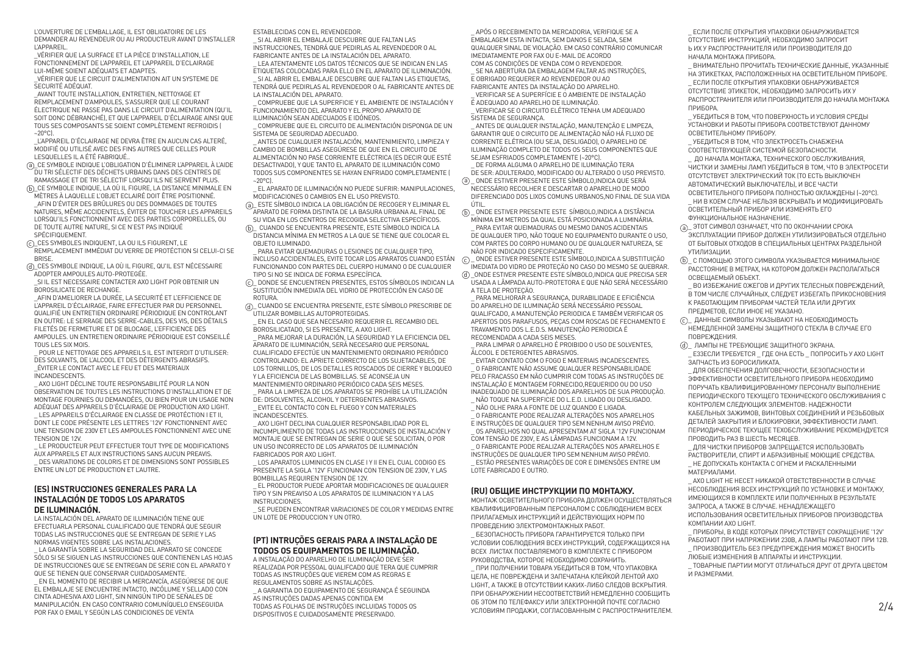L'OUVERTURE DE L'EMBALLAGE, IL EST OBLIGATOIRE DE LES DEMANDER AU REVENDEUR OU AU PRODUCTEUR AVANT D'INSTALLER L'APPAREIL.

_VÉRIFIER QUE LA SURFACE ET LA PIÈCE D'INSTALLATION, LE FONCTIONNEMENT DE L'APPAREIL ET L'APPAREIL D'ECLAIRAGE LUI-MÊME SOIENT ADÉQUATS ET ADAPTES.

_VÉRIFIER QUE LE CIRCUIT D'ALIMENTATION AIT UN SYSTEME DE SÉCURITÉ ADÉQUAT.

_AVANT TOUTE INSTALLATION, ENTRETIEN, NETTOYAGE ET REMPLACEMENT D'AMPOULES, S'ASSURER QUE LE COURANT ÉLECTRIQUE NE PASSE PAS DANS LE CIRCUIT D'ALIMENTATION (QU'IL SOIT DONC DÉBRANCHÉ), ET QUE L'APPAREIL D'ÉCLAIRAGE AINSI QUE TOUS SES COMPOSANTS SE SOIENT COMPLÈTEMENT REFROIDIS (~20°C).

_L'APPAREIL D'ÉCLAIRAGE NE DEVRA ÊTRE EN AUCUN CAS ALTERÉ, MODIFIÉ OU UTILISÉ AVEC DES FINS AUTRES QUE CELLES POUR LESQUELLES IL A ÉTÉ FABRIQUÉ..

ⓐ_CE SYMBOLE INDIQUE L'OBLIGATION D'ÉLIMINER L'APPAREIL À L'AIDE DU TRI SÉLECTIF DES DÉCHETS URBAINS DANS DES CENTRES DE RAMASSAGE ET DE TRI SÉLECTIF LORSQU'ILS NE SERVENT PLUS.

ⓑ_CE SYMBOLE INDIQUE, LA OÙ IL FIGURE, LA DISTANCE MINIMALE EN MÈTRES À LAQUELLE L'OBJET ECLAIRÉ DOIT ÊTRE POSITIONNÉ.
_AFIN D'ÉVITER DES BRÛLURES OU DES DOMMAGES DE TOUTES NATURES, MÊME ACCIDENTELS, ÉVITER DE TOUCHER LES APPAREILS LORSQU'ILS FONCTIONNENT AVEC DES PARTIES CORPORELLES, OU DE TOUTE AUTRE NATURE, SI CE N'EST PAS INDIQUÉ SPÉCIFIQUEMENT.

ⓒ_CES SYMBOLES INDIQUENT, LA OU ILS FIGURENT, LE REMPLACEMENT IMMÉDIAT DU VERRE DE PROTÉCTION SI CELUI-CI SE BRISE.

ⓓ_CES SYMBOLE INDIQUE, LA OÙ IL FIGURE, QU'IL EST NÉCESSAIRE ADOPTER AMPOULES AUTO-PROTEGÉE.
_SI IL EST NECESSAIRE CONTACTER AXO LIGHT POUR OBTENIR UN BOROSILICATE DE RECHANGE.

_AFIN D'AMELIORER LA DURÉE, LA SECURITÉ ET L'EFFICIENCE DE L'APPAREIL D'ÉCLAIRAGE, FAIRE EFFECTUER PAR DU PERSONNEL QUALIFIÉ UN ENTRETIEN ORDINAIRE PÉRIODIQUE EN CONTROLANT EN OUTRE: LE SERRAGE DES SERRE-CABLES, DES VIS, DES DÉTAILS FILETÉS DE FERMETURE ET DE BLOCAGE, L'EFFICIENCE DES AMPOULES. UN ENTRETIEN ORDINAIRE PÉRIODIQUE EST CONSEILLÉ TOUS LES SIX MOIS.

_ POUR LE NETTOYAGE DES APPAREILS IL EST INTERDIT D'UTILISER: DES SOLVANTS, DE L'ALCOOL ET DES DÉTERGENTS ABRASIFS.

_ÉVITER LE CONTACT AVEC LE FEU ET DES MATERIAUX INCANDESCENTS.

_ AXO LIGHT DÉCLINE TOUTE RESPONSABILITÉ POUR LA NON OBSERVATION DE TOUTES LES INSTRUCTIONS D'INSTALLATION ET DE MONTAGE FOURNIES OU DEMANDÉES, OU BIEN POUR UN USAGE NON ADÉQUAT DES APPAREILS D'ÉCLAIRAGE DE PRODUCTION AXO LIGHT.

_ LES APPAREILS D'ÉCLAIRAGE EN CLASSE DE PROTÉCTION I ET II, DONT LE CODE PRÉSENTE LES LETTRES '12V' FONCTIONNENT AVEC UNE TENSION DE 230V ET LES AMPOULES FONCTIONNENT AVEC UNE TENSION DE 12V.

_ LE PRODUCTEUR PEUT EFFECTUER TOUT TYPE DE MODIFICATIONS AUX APPAREILS ET AUX INSTRUCTIONS SANS AUCUN PREAVIS.

_ DES VARIATIONS DE COLORIS ET DE DIMENSIONS SONT POSSIBLES ENTRE UN LOT DE PRODUCTION ET L'AUTRE.

## (ES) INSTRUCCIONES GENERALES PARA LA INSTALACIÓN DE TODOS LOS APARATOS DE ILUMINACIÓN.

LA INSTALACIÓN DEL APARATO DE ILUMINACIÓN TIENE QUE EFECTUARLA PERSONAL CUALIFICADO QUE TENDRÁ QUE SEGUIR TODAS LAS INSTRUCCIONES QUE SE ENTREGAN DE SERIE Y LAS NORMAS VIGENTES SOBRE LAS INSTALACIONES.

_ LA GARANTÍA SOBRE LA SEGURIDAD DEL APARATO SE CONCEDE SÓLO SI SE SIGUEN LAS INSTRUCCIONES QUE CONTIENEN LAS HOJAS DE INSTRUCCIONES QUE SE ENTREGAN DE SERIE CON EL APARATO Y QUE SE TIENEN QUE CONSERVAR CUIDADOSAMENTE.

_ EN EL MOMENTO DE RECIBIR LA MERCANCÍA, ASEGÚRESE DE QUE EL EMBALAJE SE ENCUENTRE INTACTO, INCÓLUME Y SELLADO CON CINTA ADHESIVA AXO LIGHT, SIN NINGÚN TIPO DE SEÑALES DE MANIPULACIÓN. EN CASO CONTRARIO COMUNÍQUELO ENSEGUIDA POR FAX O EMAIL Y SEGÚN LAS CONDICIONES DE VENTA ESTABLECIDAS CON EL REVENDEDOR.

_ SI AL ABRIR EL EMBALAJE DESCUBRE QUE FALTAN LAS INSTRUCCIONES, TENDRÁ QUE PEDIRLAS AL REVENDEDOR O AL FABRICANTE ANTES DE LA INSTALACIÓN DEL APARATO.

_ LEA ATENTAMENTE LOS DATOS TÉCNICOS QUE SE INDICAN EN LAS ETIQUETAS COLOCADAS PARA ELLO EN EL APARATO DE ILUMINACIÓN.

_ SI AL ABRIR EL EMBALAJE DESCUBRE QUE FALTAN LAS ETIQUETAS, TENDRÁ QUE PEDIRLAS AL REVENDEDOR O AL FABRICANTE ANTES DE LA INSTALACIÓN DEL APARATO.

_ COMPRUEBE QUE LA SUPERFICIE Y EL AMBIENTE DE INSTALACIÓN Y FUNCIONAMIENTO DEL APARATO Y EL PROPIO APARATO DE ILUMINACIÓN SEAN ADECUADOS E IDÓNEOS.

_ COMPRUEBE QUE EL CIRCUITO DE ALIMENTACIÓN DISPONGA DE UN SISTEMA DE SEGURIDAD ADECUADO.

_ ANTES DE CUALQUIER INSTALACIÓN, MANTENIMIENTO, LIMPIEZA Y CAMBIO DE BOMBILLAS ASEGÚRESE DE QUE EN EL CIRCUITO DE ALIMENTACIÓN NO PASE CORRIENTE ELÉCTRICA (ES DECIR QUE ESTÉ DESACTIVADO), Y QUE TANTO EL APARATO DE ILUMINACIÓN COMO TODOS SUS COMPONENTES SE HAYAN ENFRIADO COMPLETAMENTE (~20°C).

_ EL APARATO DE ILUMINACIÓN NO PUEDE SUFRIR: MANIPULACIONES, MODIFICACIONES O CAMBIOS EN EL USO PREVISTO.

ⓐ_ ESTE SÍMBOLO INDICA LA OBLIGACIÓN DE RECOGER Y ELIMINAR EL APARATO DE FORMA DISTINTA DE LA BASURA URBANA AL FINAL DE SU VIDA EN LOS CENTROS DE RECOGIDA SELECTIVA ESPECÍFICOS.

ⓑ_ CUANDO SE ENCUENTRA PRESENTE, ESTE SÍMBOLO INDICA LA DISTANCIA MÍNIMA EN METROS A LA QUE SE TIENE QUE COLOCAR EL OBJETO ILUMINADO.
_ PARA EVITAR QUEMADURAS O LESIONES DE CUALQUIER TIPO, INCLUSO ACCIDENTALES, EVITE TOCAR LOS APARATOS CUANDO ESTÁN FUNCIONANDO CON PARTES DEL CUERPO HUMANO O DE CUALQUIER TIPO SI NO SE INDICA DE FORMA ESPECÍFICA.

ⓒ_ DONDE SE ENCUENTREN PRESENTES, ESTOS SÍMBOLOS INDICAN LA SUSTITUCIÓN INMEDIATA DEL VIDRIO DE PROTECCIÓN EN CASO DE ROTURA.

ⓓ_ CUANDO SE ENCUENTRA PRESENTE, ESTE SÍMBOLO PRESCRIBE DE UTILIZAR BOMBILLAS AUTOPROTEGIDAS.
_ EN EL CASO QUE SEA NECESARIO REQUERIR EL RECAMBIO DEL BOROSILICATADO, SI ES PRESENTE, A AXO LIGHT.

_ PARA MEJORAR LA DURACIÓN, LA SEGURIDAD Y LA EFICIENCIA DEL APARATO DE ILUMINACIÓN, SERÁ NECESARIO QUE PERSONAL CUALIFICADO EFECTÚE UN MANTENIMIENTO ORDINARIO PERIÓDICO CONTROLANDO: EL APRIETE CORRECTO DE LOS SUJETACABLES, DE LOS TORNILLOS, DE LOS DETALLES ROSCADOS DE CIERRE Y BLOQUEO Y LA EFICIENCIA DE LAS BOMBILLAS. SE ACONSEJA UN MANTENIMIENTO ORDINARIO PERIÓDICO CADA SEIS MESES.

_ PARA LA LIMPIEZA DE LOS APARATOS SE PROHÍBE LA UTILIZACIÓN DE: DISOLVENTES, ALCOHOL Y DETERGENTES ABRASIVOS.

_ EVITE EL CONTACTO CON EL FUEGO Y CON MATERIALES INCANDESCENTES.

_ AXO LIGHT DECLINA CUALQUIER RESPONSABILIDAD POR EL INCUMPLIMIENTO DE TODAS LAS INSTRUCCIONES DE INSTALACIÓN Y MONTAJE QUE SE ENTREGAN DE SERIE O QUE SE SOLICITAN, O POR UN USO INCORRECTO DE LOS APARATOS DE ILUMINACIÓN FABRICADOS POR AXO LIGHT.

_ LOS APARATOS LUMINICOS EN CLASE I Y II EN EL CUAL CODIGO ES PRESENTE LA SIGLA '12V' FUNCIONAN CON TENSION DE 230V, Y LAS BOMBILLAS REQUIREN TENSION DE 12V.

_ EL PRODUCTOR PUEDE APORTAR MODIFICACIONES DE QUALQUIER TIPO Y SIN PREAVISO A LOS APARATOS DE ILUMINACION Y A LAS INSTRUCCIONES.

_ SE PUEDEN ENCONTRAR VARIACIONES DE COLOR Y MEDIDAS ENTRE UN LOTE DE PRODUCCION Y UN OTRO.

## (PT) INTRUÇÕES GERAIS PARA A INSTALAÇÃO DE TODOS OS EQUIPAMENTOS DE ILUMINAÇÃO.

A INSTALAÇÃO DO APARELHO DE ILUMINAÇÃO DEVE SER REALIZADA POR PESSOAL QUALIFCADO QUE TERA QUE CUMPRIR TODAS AS INSTRUÇÕES QUE VIEREM COM AS REGRAS E REGULAMENTOS SOBRE AS INSTALAÇÕES.

_ A GARANTIA DO EQUIPAMENTO DE SEGURANÇA É SEGUINDA AS INSTRUÇÕES DADAS APENAS CONTIDA EM TODAS AS FOLHAS DE INSTRUÇÕES INCLUIDAS TODOS OS DISPOSITIVOS E CUIDADOSAMENTE PRESERVADO.

_ APÓS O RECEBIMENTO DA MERCADORIA, VERIFIQUE SE A EMBALAGEM ESTA INTACTA, SEM DANOS E SELADA, SEM QUALQUER SINAL DE VIOLAÇÃO. EM CASO CONTRÁRIO COMUNICAR IMEDIATAMENTE POR FAX OU E-MAIL DE ACORDO COM AS CONDIÇÕES DE VENDA COM O REVENDEDOR.

_ SE NA ABERTURA DA EMBALAGEM FALTAR AS INSTRUÇÕES, É OBRIGADO REQUERER AO REVENDEDOR OU AO FABRICANTE ANTES DA INSTALAÇÃO DO APARELHO.

_ VERIFICAR SE A SUPERFÍCIE E O AMBIENTE DE INSTALAÇÃO É ADEQUADO AO APARELHO DE ILUMINAÇÃO.

_ VERIFICAR SE O CIRCUITO ELÉTRICO TENHA UM ADEQUADO SISTEMA DE SEGURANÇA.

_ ANTES DE QUALQUER INSTALAÇÃO, MANUTENÇÃO E LIMPEZA, GARANTIR QUE O CIRCUITO DE ALIMENTAÇÃO NÃO HÁ FLUXO DE CORRENTE ELÉTRICA (OU SEJA, DESLIGADO), O APARELHO DE ILUMINAÇÃO COMPLETO DE TODOS OS SEUS COMPONENTES QUE SEJAM ESFRIADOS COMPLETAMENTE (~20°C).

_ DE FORMA ALGUMA O APARELHO DE ILUMINAÇÃO TERA DE SER: ADULTERADO, MODIFICADO OU ALTERADO O USO PREVISTO.

ⓐ_ ONDE ESTIVER PRESENTE ESTE SÍMBOLO,INDICA QUE SERÁ NECESSÁRIO RECOLHER E DESCARTAR O APARELHO DE MODO DIFERENCIADO DOS LIXOS COMUNS URBANOS,NO FINAL DE SUA VIDA ÚTIL.

ⓑ_ ONDE ESTIVER PRESENTE ESTE SÍMBOLO,INDICA A DISTÂNCIA MÍNIMA EM METROS DA QUAL ESTÁ POSICIONADA A LUMINÁRIA.
_ PARA EVITAR QUEIMADURAS OU MESMO DANOS ACIDENTAIS DE QUALQUER TIPO, NÃO TOQUE NO EQUIPAMENTO DURANTE O USO, COM PARTES DO CORPO HUMANO OU DE QUALQUER NATUREZA, SE NÃO FOR INDICADO ESPECIFICAMENTE.

ⓒ_ ONDE ESTIVER PRESENTE ESTE SÍMBOLO,INDICA A SUBSTITUIÇÃO IMEDIATA DO VIDRO DE PROTEÇÃO NO CASO DO MESMO SE QUEBRAR.

ⓓ_ONDE ESTIVER PRESENTE ESTE SÍMBOLO,INDICA QUE PRECISA SER USADA A LÂMPADA AUTO-PROTETORA E QUE NÃO SERÁ NECESSÁRIO A TELA DE PROTEÇÃO.

_ PARA MELHORAR A SEGURANÇA, DURABILIDADE E EFICIÊNCIA DO APARELHO DE ILUMINAÇÃO SERÁ NECESSÁRIO PESSOAL QUALFCADO, A MANUTENÇÃO PERIODICA E TAMBÉM VERIFICAR OS APERTOS DOS PARAFUSOS, PEÇAS COM ROSCAS DE FECHAMENTO E TRAVAMENTO DOS L.E.D.S. MANUTENÇÃO PERIODICA É RECOMENDADA A CADA SEIS MESES.

_ PARA LIMPAR O APARELHO É PROIBIDO O USO DE SOLVENTES, ÁLCOOL E DETERGENTES ABRASIVOS.

_ EVITAR CONTATO COM O FOGO E MATERIAIS INCADESCENTES.

_ O FABRICANTE NÃO ASSUME QUALQUER RESPONSABILIDADE PELO FRACASSO EM NÃO CUMPRIR COM TODAS AS INSTRUÇÕES DE INSTALAÇÃO E MONTAGEM FORNECIDO,REQUERIDO OU DO USO INADEQUADO DE ILUMINAÇÃO DOS APARELHOS DE SUA PRODUÇÃO.

_ NÃO TOQUE NA SUPERFICIE DO L.E.D. LIGADO OU DESLIGADO.

_ NÃO OLHE PARA A FONTE DE LUZ QUANDO E LIGADA.

_ O FABRICANTE PODE REALIZAR ALTERAÇÕES NOS APARELHOS E INSTRUÇÕES DE QUALQUER TIPO SEM NENHUM AVISO PRÉVIO.

_ OS APARELHOS NO QUAL APRESENTAM AT SIGLA '12V FUNCIONAM COM TENSÃO DE 230V, E AS LÂMPADAS FUNCIONAM A 12V.

_ O FABRICANTE PODE REALIZAR ALTERAÇÕES NOS APARELHOS E INSTRUÇÕES DE QUALQUER TIPO SEM NENHUM AVISO PRÉVIO.

_ ESTÃO PRESENTES VARIAÇÕES DE COR E DIMENSÕES ENTRE UM LOTE FABRICADO E OUTRO.

## (RU) ОБЩИЕ ИНСТРУКЦИИ ПО МОНТАЖУ.

МОНТАЖ ОСВЕТИТЕЛЬНОГО ПРИБОРА ДОЛЖЕН ОСУЩЕСТВЛЯТЬСЯ КВАЛИФИЦИРОВАННЫМ ПЕРСОНАЛОМ С СОБЛЮДЕНИЕМ ВСЕХ ПРИЛАГАЕМЫХ ИНСТРУКЦИЙ И ДЕЙСТВУЮЩИХ НОРМ ПО ПРОВЕДЕНИЮ ЭЛЕКТРОМОНТАЖНЫХ РАБОТ.

_ БЕЗОПАСНОСТЬ ПРИБОРА ГАРАНТИРУЕТСЯ ТОЛЬКО ПРИ УСЛОВИИ СОБЛЮДЕНИЯ ВСЕХ ИНСТРУКЦИЙ, СОДЕРЖАЩИХСЯ НА ВСЕХ ЛИСТАХ ПОСТАВЛЯЕМОГО В КОМПЛЕКТЕ С ПРИБОРОМ РУКОВОДСТВА, КОТОРОЕ НЕОБХОДИМО СОХРАНИТЬ.

_ ПРИ ПОЛУЧЕНИИ ТОВАРА УБЕДИТЬСЯ В ТОМ, ЧТО УПАКОВКА ЦЕЛА, НЕ ПОВРЕЖДЕНА И ЗАПЕЧАТАНА КЛЕЙКОЙ ЛЕНТОЙ AXO LIGHT, А ТАКЖЕ В ОТСУТСТВИИ КАКИХ-ЛИБО СЛЕДОВ ВСКРЫТИЯ. ПРИ ОБНАРУЖЕНИИ НЕСООТВЕТСТВИЙ НЕМЕДЛЕННО СООБЩИТЬ ОБ ЭТОМ ПО ТЕЛЕФАКСУ ИЛИ ЭЛЕКТРОННОЙ ПОЧТЕ СОГЛАСНО УСЛОВИЯМ ПРОДАЖИ, СОГЛАСОВАННЫМ С РАСПРОСТРАНИТЕЛЕМ.

_ ЕСЛИ ПОСЛЕ ОТКРЫТИЯ УПАКОВКИ ОБНАРУЖИВАЕТСЯ ОТСУТСТВИЕ ИНСТРУКЦИЙ, НЕОБХОДИМО ЗАПРОСИТ Ь ИХ У РАСПРОСТРАНИТЕЛЯ ИЛИ ПРОИЗВОДИТЕЛЯ ДО НАЧАЛА МОНТАЖА ПРИБОРА.

_ ВНИМАТЕЛЬНО ПРОЧИТАТЬ ТЕХНИЧЕСКИЕ ДАННЫЕ, УКАЗАННЫЕ НА ЭТИКЕТКАХ, РАСПОЛОЖЕННЫХ НА ОСВЕТИТЕЛЬНОМ ПРИБОРЕ.

_ ЕСЛИ ПОСЛЕ ОТКРЫТИЯ УПАКОВКИ ОБНАРУЖИВАЕТСЯ ОТСУТСТВИЕ ЭТИКЕТОК, НЕОБХОДИМО ЗАПРОСИТЬ ИХ У РАСПРОСТРАНИТЕЛЯ ИЛИ ПРОИЗВОДИТЕЛЯ ДО НАЧАЛА МОНТАЖА ПРИБОРА.

_ УБЕДИТЬСЯ В ТОМ, ЧТО ПОВЕРХНОСТЬ И УСЛОВИЯ СРЕДЫ УСТАНОВКИ И РАБОТЫ ПРИБОРА СООТВЕТСТВУЮТ ДАННОМУ ОСВЕТИТЕЛЬНОМУ ПРИБОРУ.

_ УБЕДИТЬСЯ В ТОМ, ЧТО ЭЛЕКТРОСЕТЬ СНАБЖЕНА СООТВЕТСТВУЮЩЕЙ СИСТЕМОЙ БЕЗОПАСНОСТИ.

_ ДО НАЧАЛА МОНТАЖА, ТЕХНИЧЕСКОГО ОБСЛУЖИВАНИЯ, ЧИСТКИ И ЗАМЕНЫ ЛАМП УБЕДИТЬСЯ В ТОМ, ЧТО В ЭЛЕКТРОСЕТИ ОТСУТСТВУЕТ ЭЛЕКТРИЧЕСКИЙ ТОК (ТО ЕСТЬ ВЫКЛЮЧЕН АВТОМАТИЧЕСКИЙ ВЫКЛЮЧАТЕЛЬ), И ВСЕ ЧАСТИ ОСВЕТИТЕЛЬНОГО ПРИБОРА ПОЛНОСТЬЮ ОХЛАЖДЕНЫ (~20°С).

_ НИ В КОЕМ СЛУЧАЕ НЕЛЬЗЯ ВСКРЫВАТЬ И МОДИФИЦИРОВАТЬ ОСВЕТИТЕЛЬНЫЙ ПРИБОР ИЛИ ИЗМЕНЯТЬ ЕГО ФУНКЦИОНАЛЬНОЕ НАЗНАЧЕНИЕ.

ⓐ_ ЭТОТ СИМВОЛ ОЗНАЧАЕТ, ЧТО ПО ОКОНЧАНИИ СРОКА ЭКСПЛУАТАЦИИ ПРИБОР ДОЛЖЕН УТИЛИЗИРОВАТЬСЯ ОТДЕЛЬНО ОТ БЫТОВЫХ ОТХОДОВ В СПЕЦИАЛЬНЫХ ЦЕНТРАХ РАЗДЕЛЬНОЙ УТИЛИЗАЦИИ.

ⓑ_ С ПОМОЩЬЮ ЭТОГО СИМВОЛА УКАЗЫВАЕТСЯ МИНИМАЛЬНОЕ РАССТОЯНИЕ В МЕТРАХ, НА КОТОРОМ ДОЛЖЕН РАСПОЛАГАТЬСЯ ОСВЕЩАЕМЫЙ ОБЪЕКТ.
_ ВО ИЗБЕЖАНИЕ ОЖЕГОВ И ДРУГИХ ТЕЛЕСНЫХ ПОВРЕЖДЕНИЙ, В ТОМ ЧИСЛЕ СЛУЧАЙНЫХ, СЛЕДУЕТ ИЗБЕГАТЬ ПРИКОСНОВЕНИЯ К РАБОТАЮЩИМ ПРИБОРАМ ЧАСТЕЙ ТЕЛА ИЛИ ДРУГИХ ПРЕДМЕТОВ, ЕСЛИ ИНОЕ НЕ УКАЗАНО.

ⓒ_ ДАННЫЕ СИМВОЛЫ УКАЗЫВАЮТ НА НЕОБХОДИМОСТЬ НЕМЕДЛЕННОЙ ЗАМЕНЫ ЗАЩИТНОГО СТЕКЛА В СЛУЧАЕ ЕГО ПОВРЕЖДЕНИЯ.

ⓓ_ ЛАМПЫ НЕ ТРЕБУЮЩИЕ ЗАЩИТНОГО ЭКРАНА.
_ ЕЗЗЕСЛИ ТРЕБУЕТСЯ _ ГДЕ ОНА ЕСТЬ _ ПОПРОСИТЬ У AXO LIGHT ЗАПЧАСТЬ ИЗ БОРОСИЛИКАТА.

_ ДЛЯ ОБЕСПЕЧЕНИЯ ДОЛГОВЕЧНОСТИ, БЕЗОПАСНОСТИ И ЭФФЕКТИВНОСТИ ОСВЕТИТЕЛЬНОГО ПРИБОРА НЕОБХОДИМО ПОРУЧАТЬ КВАЛИФИЦИРОВАННОМУ ПЕРСОНАЛУ ВЫПОЛНЕНИЕ ПЕРИОДИЧЕСКОГО ТЕКУЩЕГО ТЕХНИЧЕСКОГО ОБСЛУЖИВАНИЯ С КОНТРОЛЕМ СЛЕДУЮЩИХ ЭЛЕМЕНТОВ: НАДЕЖНОСТИ КАБЕЛЬНЫХ ЗАЖИМОВ, ВИНТОВЫХ СОЕДИНЕНИЙ И РЕЗЬБОВЫХ ДЕТАЛЕЙ ЗАКРЫТИЯ И БЛОКИРОВКИ, ЭФФЕКТИВНОСТИ ЛАМП. ПЕРИОДИЧЕСКОЕ ТЕКУЩЕЕ ТЕХОБСЛУЖИВАНИЕ РЕКОМЕНДУЕТСЯ ПРОВОДИТЬ РАЗ В ШЕСТЬ МЕСЯЦЕВ.

_ ДЛЯ ЧИСТКИ ПРИБОРОВ ЗАПРЕЩАЕТСЯ ИСПОЛЬЗОВАТЬ РАСТВОРИТЕЛИ, СПИРТ И АБРАЗИВНЫЕ МОЮЩИЕ СРЕДСТВА.

_ НЕ ДОПУСКАТЬ КОНТАКТА С ОГНЕМ И РАСКАЛЕННЫМИ МАТЕРИАЛАМИ.

_ AXO LIGHT НЕ НЕСЕТ НИКАКОЙ ОТВЕТСТВЕННОСТИ В СЛУЧАЕ НЕСОБЛЮДЕНИЯ ВСЕХ ИНСТРУКЦИЙ ПО УСТАНОВКЕ И МОНТАЖУ, ИМЕЮЩИХСЯ В КОМПЛЕКТЕ ИЛИ ПОЛУЧЕННЫХ В РЕЗУЛЬТАТЕ ЗАПРОСА, А ТАКЖЕ В СЛУЧАЕ. НЕНАДЛЕЖАЩЕГО ИСПОЛЬЗОВАНИЯ ОСВЕТИТЕЛЬНЫХ ПРИБОРОВ ПРОИЗВОДСТВА КОМПАНИИ AXO LIGHT.

_ ПРИБОРЫ, В КОДЕ КОТОРЫХ ПРИСУТСТВУЕТ СОКРАЩЕНИЕ '12V' РАБОТАЮТ ПРИ НАПРЯЖЕНИИ 230В, А ЛАМПЫ РАБОТАЮТ ПРИ 12В.

_ ПРОИЗВОДИТЕЛЬ БЕЗ ПРЕДУПРЕЖДЕНИЯ МОЖЕТ ВНОСИТЬ ЛЮБЫЕ ИЗМЕНЕНИЯ В АППАРАТЫ И ИНСТРУКЦИИ.

_ ТОВАРНЫЕ ПАРТИИ МОГУТ ОТЛИЧАТЬСЯ ДРУГ ОТ ДРУГА ЦВЕТОМ И РАЗМЕРАМИ.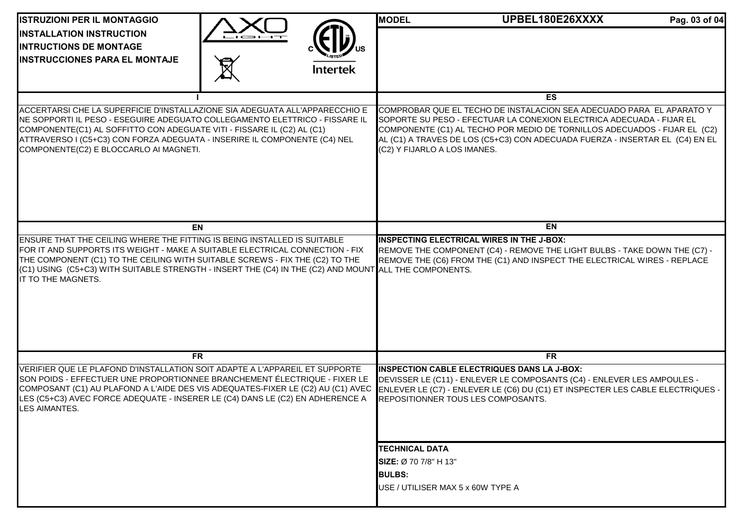**ISTRUZIONI PER IL MONTAGGIO**
**INSTALLATION INSTRUCTION**
**INTRUCTIONS DE MONTAGE**
**INSTRUCCIONES PARA EL MONTAJE**

Intertek

**MODEL** **UPBEL180E26XXXX**

## I

ACCERTARSI CHE LA SUPERFICIE D'INSTALLAZIONE SIA ADEGUATA ALL'APPARECCHIO E NE SOPPORTI IL PESO - ESEGUIRE ADEGUATO COLLEGAMENTO ELETTRICO - FISSARE IL COMPONENTE(C1) AL SOFFITTO CON ADEGUATE VITI - FISSARE IL (C2) AL (C1) ATTRAVERSO I (C5+C3) CON FORZA ADEGUATA - INSERIRE IL COMPONENTE (C4) NEL COMPONENTE(C2) E BLOCCARLO AI MAGNETI.

## ES

COMPROBAR QUE EL TECHO DE INSTALACION SEA ADECUADO PARA EL APARATO Y SOPORTE SU PESO - EFECTUAR LA CONEXION ELECTRICA ADECUADA - FIJAR EL COMPONENTE (C1) AL TECHO POR MEDIO DE TORNILLOS ADECUADOS - FIJAR EL (C2) AL (C1) A TRAVES DE LOS (C5+C3) CON ADECUADA FUERZA - INSERTAR EL (C4) EN EL (C2) Y FIJARLO A LOS IMANES.

## EN

ENSURE THAT THE CEILING WHERE THE FITTING IS BEING INSTALLED IS SUITABLE FOR IT AND SUPPORTS ITS WEIGHT - MAKE A SUITABLE ELECTRICAL CONNECTION - FIX THE COMPONENT (C1) TO THE CEILING WITH SUITABLE SCREWS - FIX THE (C2) TO THE (C1) USING (C5+C3) WITH SUITABLE STRENGTH - INSERT THE (C4) IN THE (C2) AND MOUNT IT TO THE MAGNETS.

## EN

**INSPECTING ELECTRICAL WIRES IN THE J-BOX:**
REMOVE THE COMPONENT (C4) - REMOVE THE LIGHT BULBS - TAKE DOWN THE (C7) - REMOVE THE (C6) FROM THE (C1) AND INSPECT THE ELECTRICAL WIRES - REPLACE ALL THE COMPONENTS.

## FR

VERIFIER QUE LE PLAFOND D'INSTALLATION SOIT ADAPTE A L'APPAREIL ET SUPPORTE SON POIDS - EFFECTUER UNE PROPORTIONNEE BRANCHEMENT ÉLECTRIQUE - FIXER LE COMPOSANT (C1) AU PLAFOND A L'AIDE DES VIS ADEQUATES-FIXER LE (C2) AU (C1) AVEC LES (C5+C3) AVEC FORCE ADEQUATE - INSERER LE (C4) DANS LE (C2) EN ADHERENCE A LES AIMANTES.

## FR

**INSPECTION CABLE ELECTRIQUES DANS LA J-BOX:**
DEVISSER LE (C11) - ENLEVER LE COMPOSANTS (C4) - ENLEVER LES AMPOULES - ENLEVER LE (C7) - ENLEVER LE (C6) DU (C1) ET INSPECTER LES CABLE ELECTRIQUES - REPOSITIONNER TOUS LES COMPOSANTS.

**TECHNICAL DATA**

**SIZE:** Ø 70 7/8" H 13"

**BULBS:**

USE / UTILISER MAX 5 x 60W TYPE A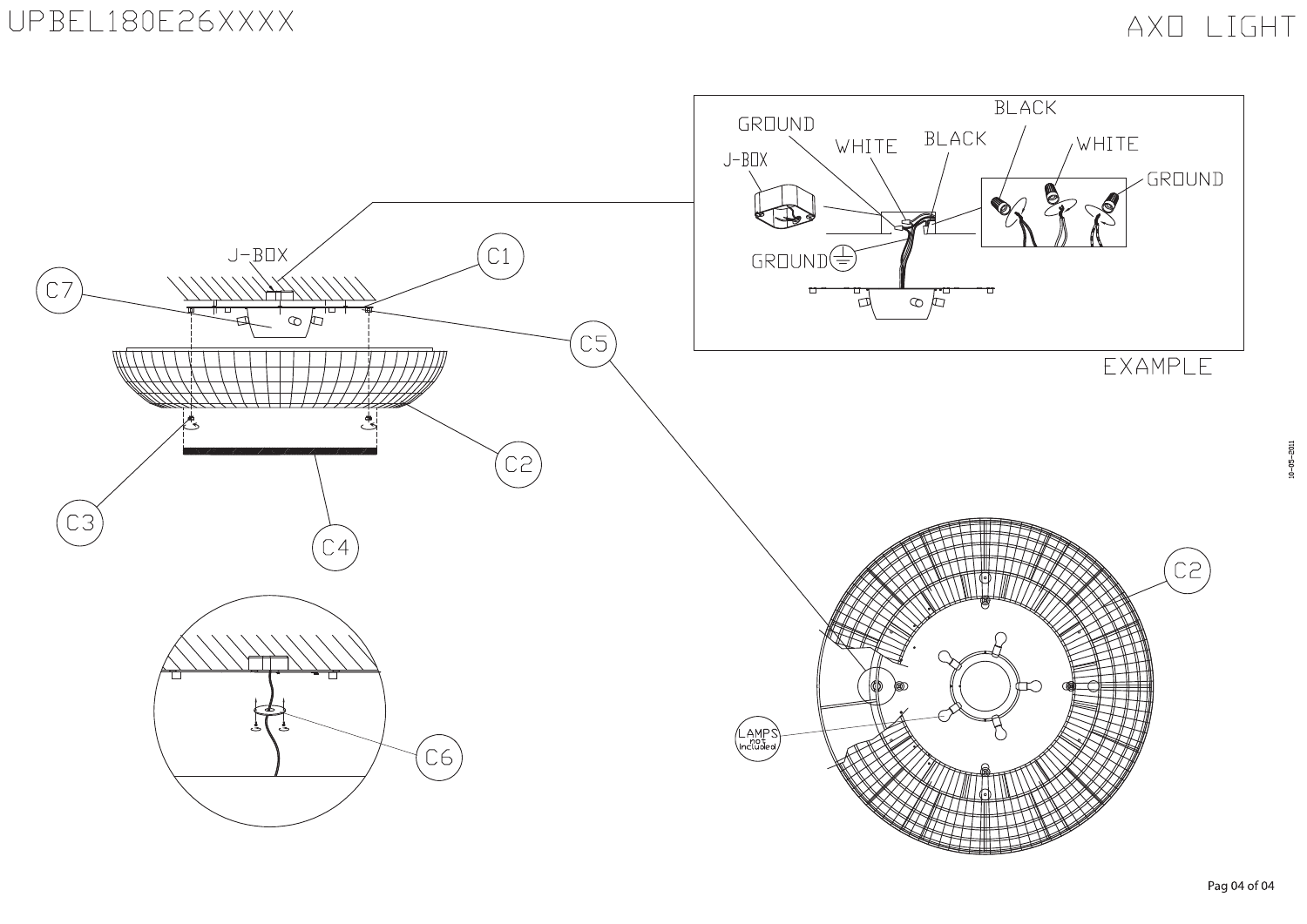UPBEL180E26XXXX

AXO LIGHT

J-BOX

C1

C7

C5

C2

C3

C4

C6

BLACK

GROUND

WHITE

BLACK

WHITE

J-BOX

GROUND

GROUND

EXAMPLE

C2

LAMPS not included

10-05-2011